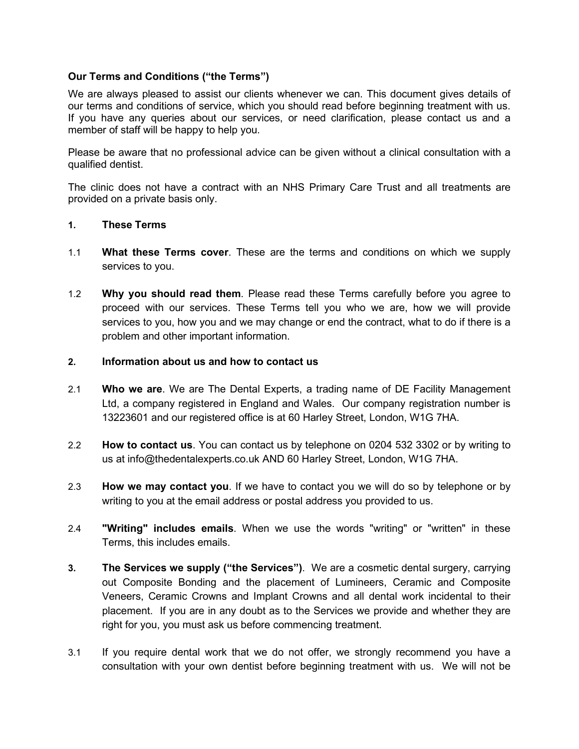**Our Terms and Conditions ("the Terms")**

We are always pleased to assist our clients whenever we can. This document gives details of our terms and conditions of service, which you should read before beginning treatment with us. If you have any queries about our services, or need clarification, please contact us and a member of staff will be happy to help you.

Please be aware that no professional advice can be given without a clinical consultation with a qualified dentist.

The clinic does not have a contract with an NHS Primary Care Trust and all treatments are provided on a private basis only.

**1. These Terms**

1.1 **What these Terms cover**. These are the terms and conditions on which we supply services to you.

1.2 **Why you should read them**. Please read these Terms carefully before you agree to proceed with our services. These Terms tell you who we are, how we will provide services to you, how you and we may change or end the contract, what to do if there is a problem and other important information.

**2. Information about us and how to contact us**

2.1 **Who we are**. We are The Dental Experts, a trading name of DE Facility Management Ltd, a company registered in England and Wales. Our company registration number is 13223601 and our registered office is at 60 Harley Street, London, W1G 7HA.

2.2 **How to contact us**. You can contact us by telephone on 0204 532 3302 or by writing to us at info@thedentalexperts.co.uk AND 60 Harley Street, London, W1G 7HA.

2.3 **How we may contact you**. If we have to contact you we will do so by telephone or by writing to you at the email address or postal address you provided to us.

2.4 **"Writing" includes emails**. When we use the words "writing" or "written" in these Terms, this includes emails.

**3. The Services we supply ("the Services")**. We are a cosmetic dental surgery, carrying out Composite Bonding and the placement of Lumineers, Ceramic and Composite Veneers, Ceramic Crowns and Implant Crowns and all dental work incidental to their placement. If you are in any doubt as to the Services we provide and whether they are right for you, you must ask us before commencing treatment.

3.1 If you require dental work that we do not offer, we strongly recommend you have a consultation with your own dentist before beginning treatment with us. We will not be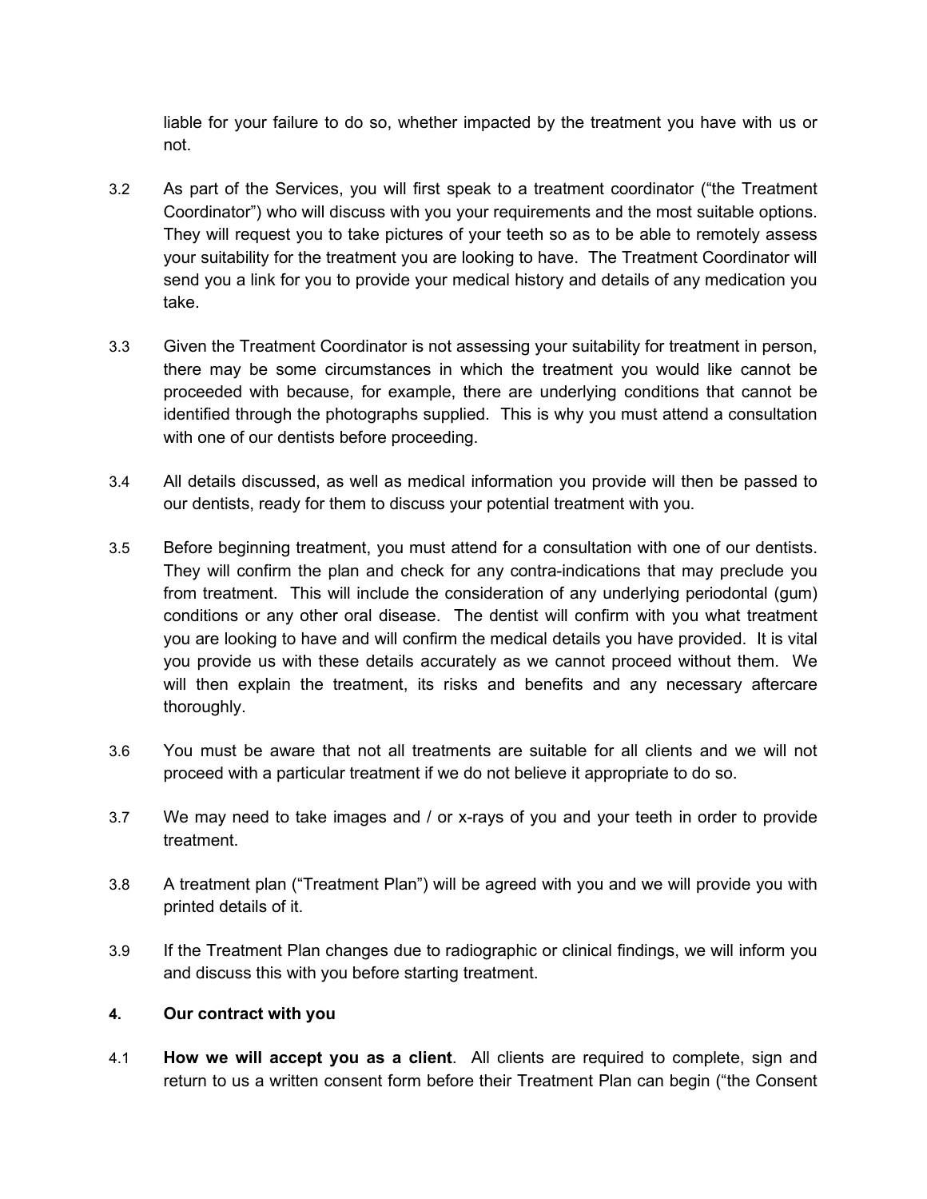liable for your failure to do so, whether impacted by the treatment you have with us or not.

3.2 As part of the Services, you will first speak to a treatment coordinator ("the Treatment Coordinator") who will discuss with you your requirements and the most suitable options. They will request you to take pictures of your teeth so as to be able to remotely assess your suitability for the treatment you are looking to have. The Treatment Coordinator will send you a link for you to provide your medical history and details of any medication you take.

3.3 Given the Treatment Coordinator is not assessing your suitability for treatment in person, there may be some circumstances in which the treatment you would like cannot be proceeded with because, for example, there are underlying conditions that cannot be identified through the photographs supplied. This is why you must attend a consultation with one of our dentists before proceeding.

3.4 All details discussed, as well as medical information you provide will then be passed to our dentists, ready for them to discuss your potential treatment with you.

3.5 Before beginning treatment, you must attend for a consultation with one of our dentists. They will confirm the plan and check for any contra-indications that may preclude you from treatment. This will include the consideration of any underlying periodontal (gum) conditions or any other oral disease. The dentist will confirm with you what treatment you are looking to have and will confirm the medical details you have provided. It is vital you provide us with these details accurately as we cannot proceed without them. We will then explain the treatment, its risks and benefits and any necessary aftercare thoroughly.

3.6 You must be aware that not all treatments are suitable for all clients and we will not proceed with a particular treatment if we do not believe it appropriate to do so.

3.7 We may need to take images and / or x-rays of you and your teeth in order to provide treatment.

3.8 A treatment plan ("Treatment Plan") will be agreed with you and we will provide you with printed details of it.

3.9 If the Treatment Plan changes due to radiographic or clinical findings, we will inform you and discuss this with you before starting treatment.

**4. Our contract with you**

4.1 **How we will accept you as a client**. All clients are required to complete, sign and return to us a written consent form before their Treatment Plan can begin ("the Consent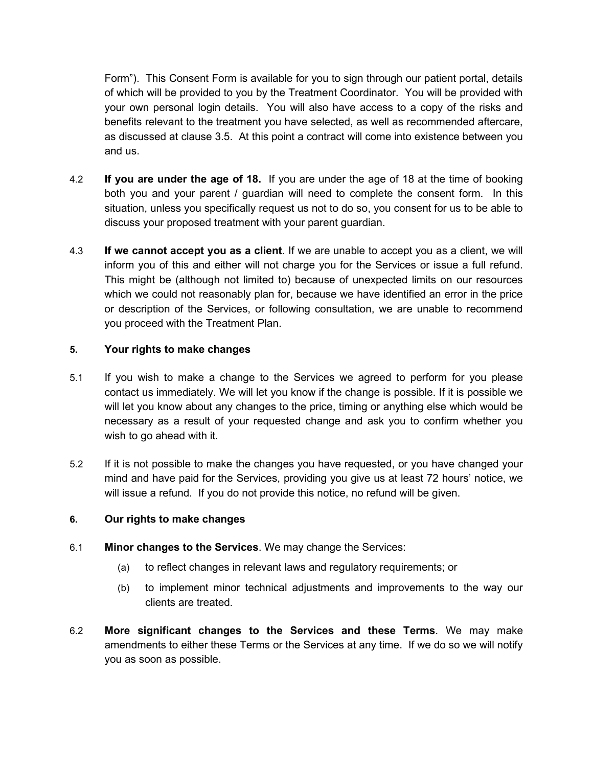Form"). This Consent Form is available for you to sign through our patient portal, details of which will be provided to you by the Treatment Coordinator. You will be provided with your own personal login details. You will also have access to a copy of the risks and benefits relevant to the treatment you have selected, as well as recommended aftercare, as discussed at clause 3.5. At this point a contract will come into existence between you and us.

4.2 **If you are under the age of 18.** If you are under the age of 18 at the time of booking both you and your parent / guardian will need to complete the consent form. In this situation, unless you specifically request us not to do so, you consent for us to be able to discuss your proposed treatment with your parent guardian.

4.3 **If we cannot accept you as a client**. If we are unable to accept you as a client, we will inform you of this and either will not charge you for the Services or issue a full refund. This might be (although not limited to) because of unexpected limits on our resources which we could not reasonably plan for, because we have identified an error in the price or description of the Services, or following consultation, we are unable to recommend you proceed with the Treatment Plan.

**5. Your rights to make changes**

5.1 If you wish to make a change to the Services we agreed to perform for you please contact us immediately. We will let you know if the change is possible. If it is possible we will let you know about any changes to the price, timing or anything else which would be necessary as a result of your requested change and ask you to confirm whether you wish to go ahead with it.

5.2 If it is not possible to make the changes you have requested, or you have changed your mind and have paid for the Services, providing you give us at least 72 hours' notice, we will issue a refund. If you do not provide this notice, no refund will be given.

**6. Our rights to make changes**

6.1 **Minor changes to the Services**. We may change the Services:

(a) to reflect changes in relevant laws and regulatory requirements; or

(b) to implement minor technical adjustments and improvements to the way our clients are treated.

6.2 **More significant changes to the Services and these Terms**. We may make amendments to either these Terms or the Services at any time. If we do so we will notify you as soon as possible.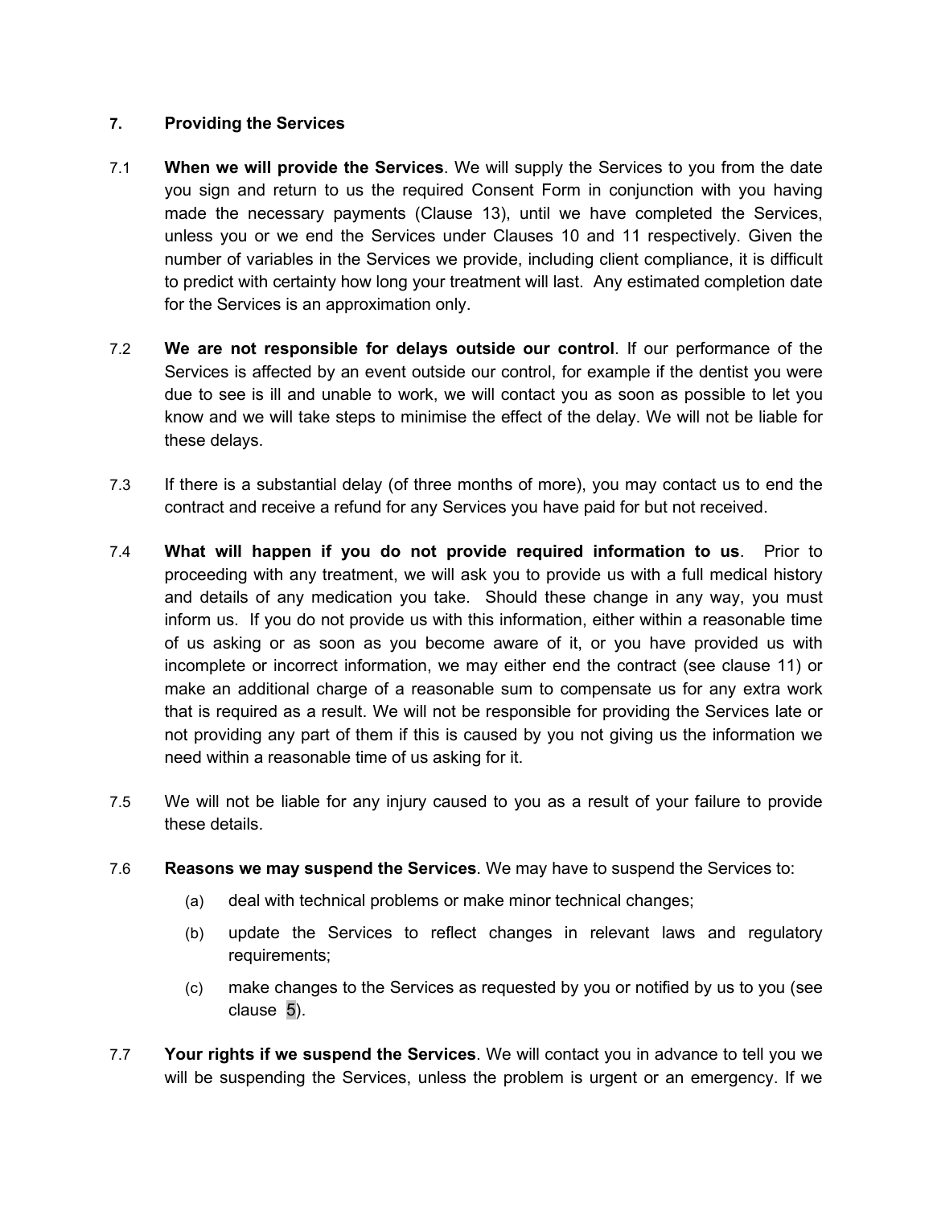## 7. Providing the Services

7.1 **When we will provide the Services**. We will supply the Services to you from the date you sign and return to us the required Consent Form in conjunction with you having made the necessary payments (Clause 13), until we have completed the Services, unless you or we end the Services under Clauses 10 and 11 respectively. Given the number of variables in the Services we provide, including client compliance, it is difficult to predict with certainty how long your treatment will last. Any estimated completion date for the Services is an approximation only.

7.2 **We are not responsible for delays outside our control**. If our performance of the Services is affected by an event outside our control, for example if the dentist you were due to see is ill and unable to work, we will contact you as soon as possible to let you know and we will take steps to minimise the effect of the delay. We will not be liable for these delays.

7.3 If there is a substantial delay (of three months of more), you may contact us to end the contract and receive a refund for any Services you have paid for but not received.

7.4 **What will happen if you do not provide required information to us**. Prior to proceeding with any treatment, we will ask you to provide us with a full medical history and details of any medication you take. Should these change in any way, you must inform us. If you do not provide us with this information, either within a reasonable time of us asking or as soon as you become aware of it, or you have provided us with incomplete or incorrect information, we may either end the contract (see clause 11) or make an additional charge of a reasonable sum to compensate us for any extra work that is required as a result. We will not be responsible for providing the Services late or not providing any part of them if this is caused by you not giving us the information we need within a reasonable time of us asking for it.

7.5 We will not be liable for any injury caused to you as a result of your failure to provide these details.

7.6 **Reasons we may suspend the Services**. We may have to suspend the Services to:

(a) deal with technical problems or make minor technical changes;

(b) update the Services to reflect changes in relevant laws and regulatory requirements;

(c) make changes to the Services as requested by you or notified by us to you (see clause 5).

7.7 **Your rights if we suspend the Services**. We will contact you in advance to tell you we will be suspending the Services, unless the problem is urgent or an emergency. If we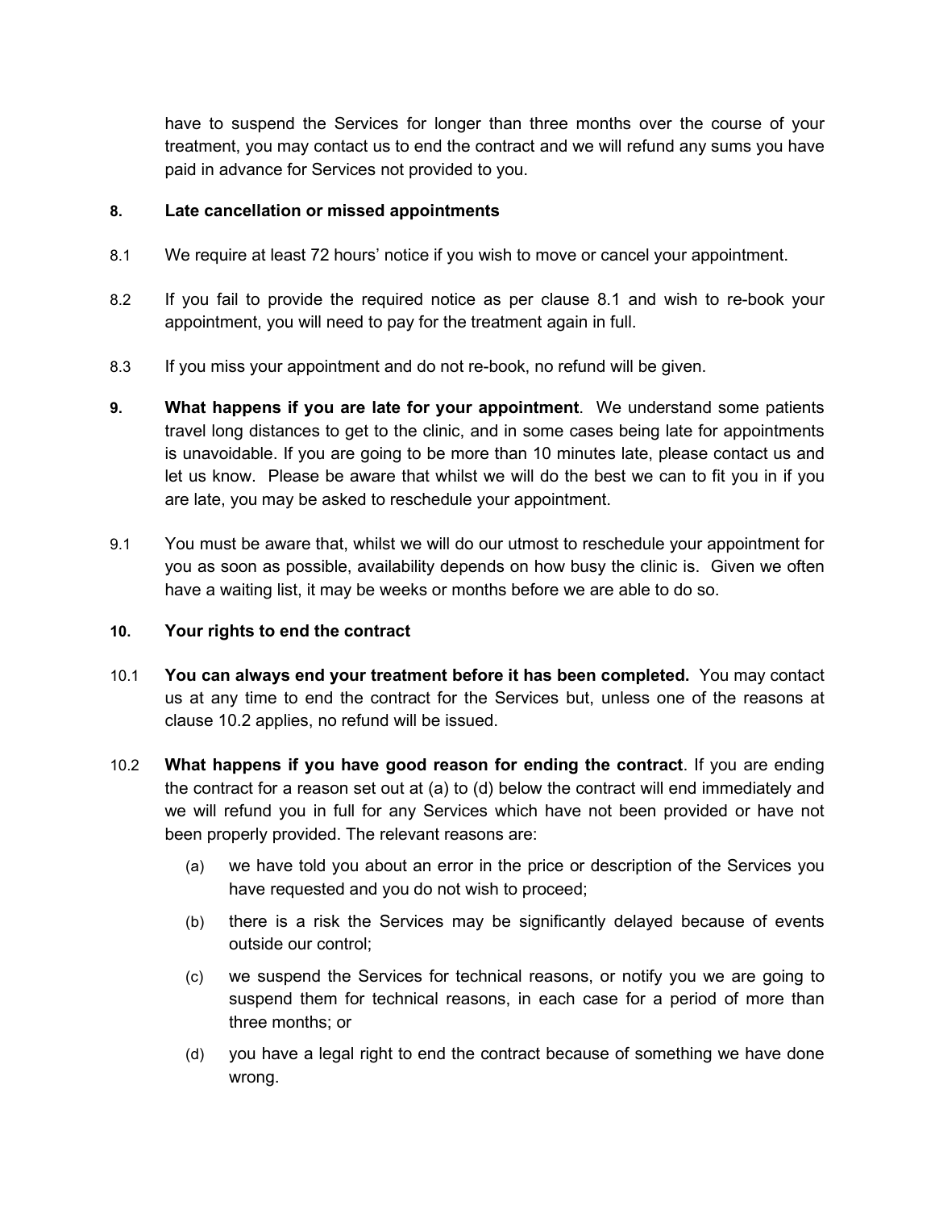have to suspend the Services for longer than three months over the course of your treatment, you may contact us to end the contract and we will refund any sums you have paid in advance for Services not provided to you.

**8. Late cancellation or missed appointments**

8.1 We require at least 72 hours' notice if you wish to move or cancel your appointment.

8.2 If you fail to provide the required notice as per clause 8.1 and wish to re-book your appointment, you will need to pay for the treatment again in full.

8.3 If you miss your appointment and do not re-book, no refund will be given.

**9. What happens if you are late for your appointment**. We understand some patients travel long distances to get to the clinic, and in some cases being late for appointments is unavoidable. If you are going to be more than 10 minutes late, please contact us and let us know. Please be aware that whilst we will do the best we can to fit you in if you are late, you may be asked to reschedule your appointment.

9.1 You must be aware that, whilst we will do our utmost to reschedule your appointment for you as soon as possible, availability depends on how busy the clinic is. Given we often have a waiting list, it may be weeks or months before we are able to do so.

**10. Your rights to end the contract**

10.1 **You can always end your treatment before it has been completed.** You may contact us at any time to end the contract for the Services but, unless one of the reasons at clause 10.2 applies, no refund will be issued.

10.2 **What happens if you have good reason for ending the contract**. If you are ending the contract for a reason set out at (a) to (d) below the contract will end immediately and we will refund you in full for any Services which have not been provided or have not been properly provided. The relevant reasons are:

(a) we have told you about an error in the price or description of the Services you have requested and you do not wish to proceed;

(b) there is a risk the Services may be significantly delayed because of events outside our control;

(c) we suspend the Services for technical reasons, or notify you we are going to suspend them for technical reasons, in each case for a period of more than three months; or

(d) you have a legal right to end the contract because of something we have done wrong.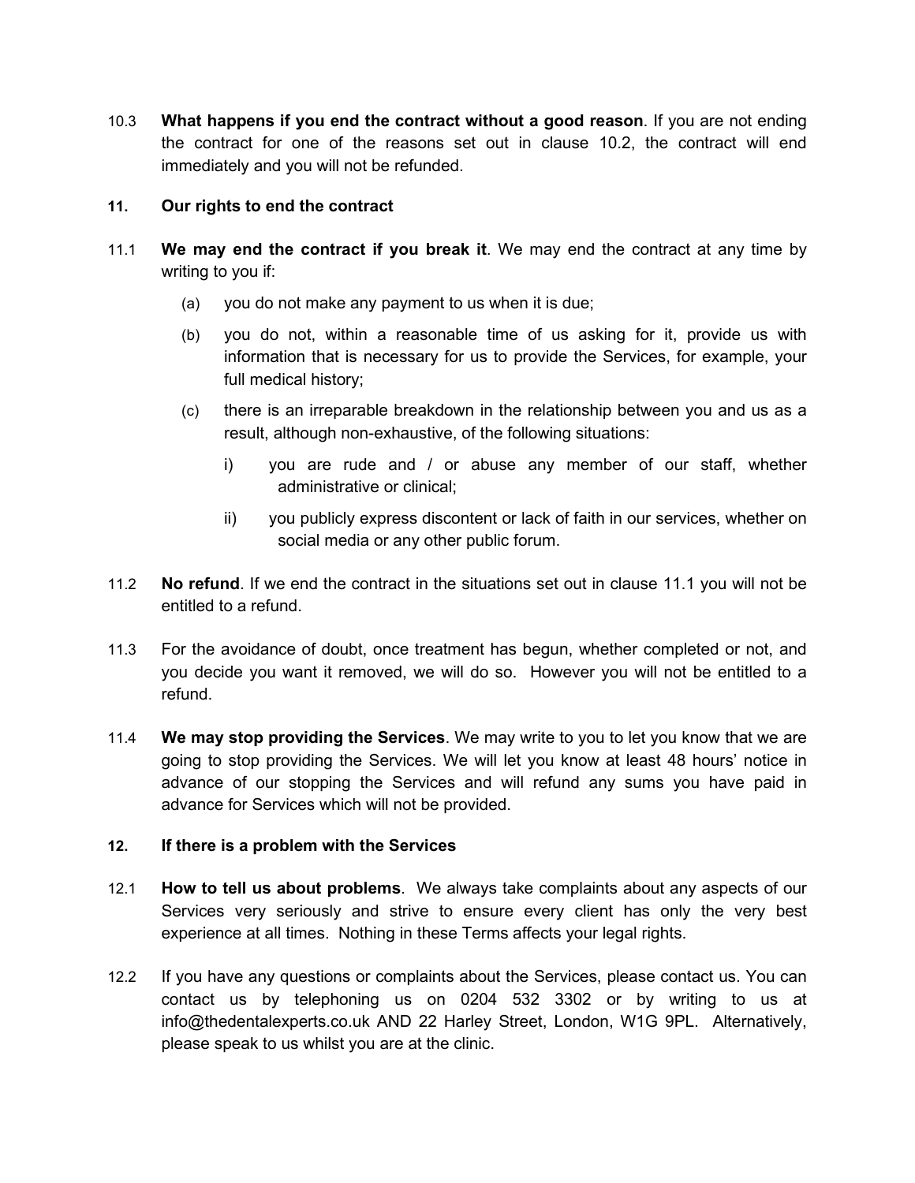10.3 **What happens if you end the contract without a good reason**. If you are not ending the contract for one of the reasons set out in clause 10.2, the contract will end immediately and you will not be refunded.

**11. Our rights to end the contract**

11.1 **We may end the contract if you break it**. We may end the contract at any time by writing to you if:

(a) you do not make any payment to us when it is due;

(b) you do not, within a reasonable time of us asking for it, provide us with information that is necessary for us to provide the Services, for example, your full medical history;

(c) there is an irreparable breakdown in the relationship between you and us as a result, although non-exhaustive, of the following situations:

i) you are rude and / or abuse any member of our staff, whether administrative or clinical;

ii) you publicly express discontent or lack of faith in our services, whether on social media or any other public forum.

11.2 **No refund**. If we end the contract in the situations set out in clause 11.1 you will not be entitled to a refund.

11.3 For the avoidance of doubt, once treatment has begun, whether completed or not, and you decide you want it removed, we will do so. However you will not be entitled to a refund.

11.4 **We may stop providing the Services**. We may write to you to let you know that we are going to stop providing the Services. We will let you know at least 48 hours' notice in advance of our stopping the Services and will refund any sums you have paid in advance for Services which will not be provided.

**12. If there is a problem with the Services**

12.1 **How to tell us about problems**. We always take complaints about any aspects of our Services very seriously and strive to ensure every client has only the very best experience at all times. Nothing in these Terms affects your legal rights.

12.2 If you have any questions or complaints about the Services, please contact us. You can contact us by telephoning us on 0204 532 3302 or by writing to us at info@thedentalexperts.co.uk AND 22 Harley Street, London, W1G 9PL. Alternatively, please speak to us whilst you are at the clinic.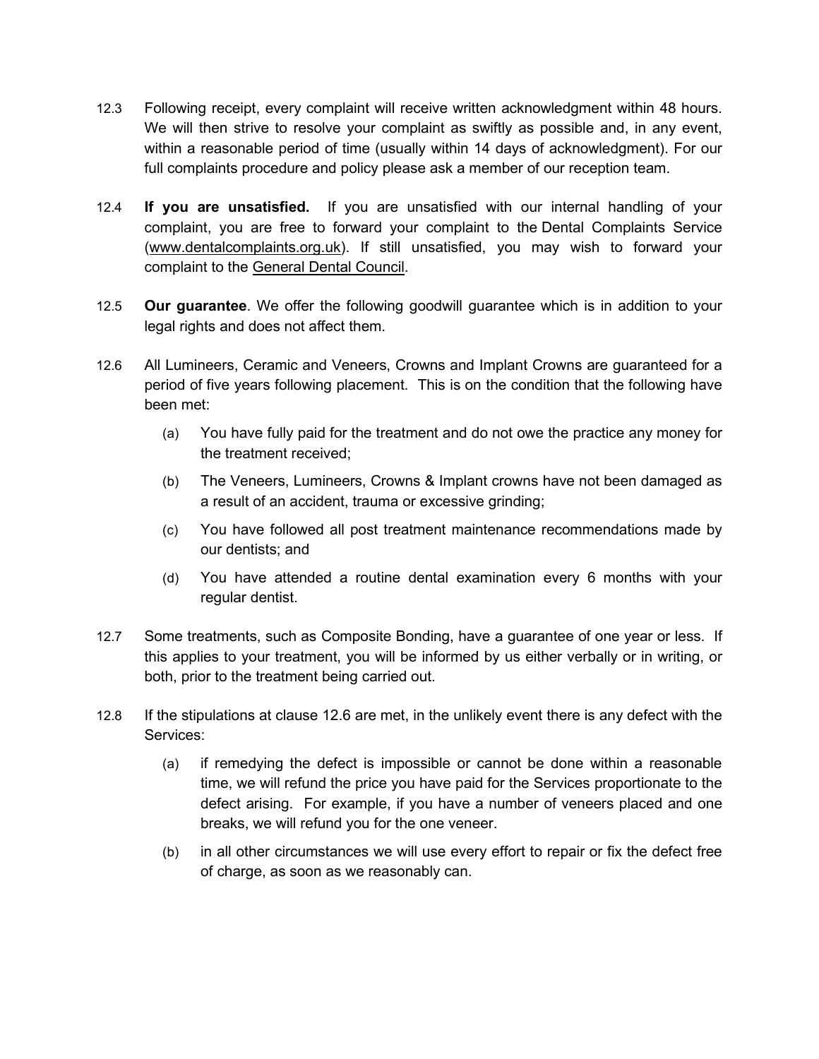12.3 Following receipt, every complaint will receive written acknowledgment within 48 hours. We will then strive to resolve your complaint as swiftly as possible and, in any event, within a reasonable period of time (usually within 14 days of acknowledgment). For our full complaints procedure and policy please ask a member of our reception team.

12.4 **If you are unsatisfied.** If you are unsatisfied with our internal handling of your complaint, you are free to forward your complaint to the Dental Complaints Service (www.dentalcomplaints.org.uk). If still unsatisfied, you may wish to forward your complaint to the General Dental Council.

12.5 **Our guarantee**. We offer the following goodwill guarantee which is in addition to your legal rights and does not affect them.

12.6 All Lumineers, Ceramic and Veneers, Crowns and Implant Crowns are guaranteed for a period of five years following placement. This is on the condition that the following have been met:

- (a) You have fully paid for the treatment and do not owe the practice any money for the treatment received;
- (b) The Veneers, Lumineers, Crowns & Implant crowns have not been damaged as a result of an accident, trauma or excessive grinding;
- (c) You have followed all post treatment maintenance recommendations made by our dentists; and
- (d) You have attended a routine dental examination every 6 months with your regular dentist.

12.7 Some treatments, such as Composite Bonding, have a guarantee of one year or less. If this applies to your treatment, you will be informed by us either verbally or in writing, or both, prior to the treatment being carried out.

12.8 If the stipulations at clause 12.6 are met, in the unlikely event there is any defect with the Services:

- (a) if remedying the defect is impossible or cannot be done within a reasonable time, we will refund the price you have paid for the Services proportionate to the defect arising. For example, if you have a number of veneers placed and one breaks, we will refund you for the one veneer.
- (b) in all other circumstances we will use every effort to repair or fix the defect free of charge, as soon as we reasonably can.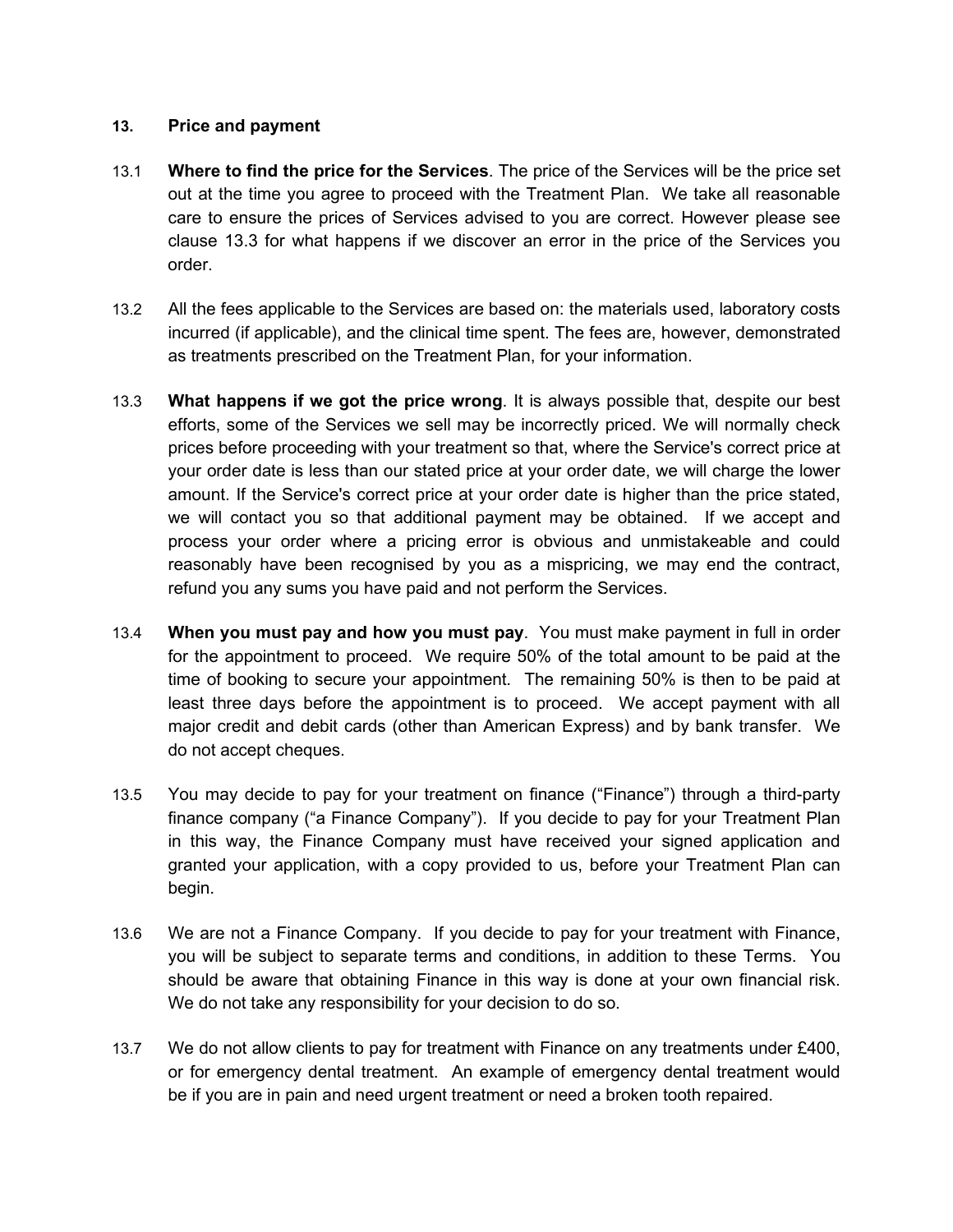## 13. Price and payment

13.1 **Where to find the price for the Services**. The price of the Services will be the price set out at the time you agree to proceed with the Treatment Plan. We take all reasonable care to ensure the prices of Services advised to you are correct. However please see clause 13.3 for what happens if we discover an error in the price of the Services you order.

13.2 All the fees applicable to the Services are based on: the materials used, laboratory costs incurred (if applicable), and the clinical time spent. The fees are, however, demonstrated as treatments prescribed on the Treatment Plan, for your information.

13.3 **What happens if we got the price wrong**. It is always possible that, despite our best efforts, some of the Services we sell may be incorrectly priced. We will normally check prices before proceeding with your treatment so that, where the Service's correct price at your order date is less than our stated price at your order date, we will charge the lower amount. If the Service's correct price at your order date is higher than the price stated, we will contact you so that additional payment may be obtained. If we accept and process your order where a pricing error is obvious and unmistakeable and could reasonably have been recognised by you as a mispricing, we may end the contract, refund you any sums you have paid and not perform the Services.

13.4 **When you must pay and how you must pay**. You must make payment in full in order for the appointment to proceed. We require 50% of the total amount to be paid at the time of booking to secure your appointment. The remaining 50% is then to be paid at least three days before the appointment is to proceed. We accept payment with all major credit and debit cards (other than American Express) and by bank transfer. We do not accept cheques.

13.5 You may decide to pay for your treatment on finance ("Finance") through a third-party finance company ("a Finance Company"). If you decide to pay for your Treatment Plan in this way, the Finance Company must have received your signed application and granted your application, with a copy provided to us, before your Treatment Plan can begin.

13.6 We are not a Finance Company. If you decide to pay for your treatment with Finance, you will be subject to separate terms and conditions, in addition to these Terms. You should be aware that obtaining Finance in this way is done at your own financial risk. We do not take any responsibility for your decision to do so.

13.7 We do not allow clients to pay for treatment with Finance on any treatments under £400, or for emergency dental treatment. An example of emergency dental treatment would be if you are in pain and need urgent treatment or need a broken tooth repaired.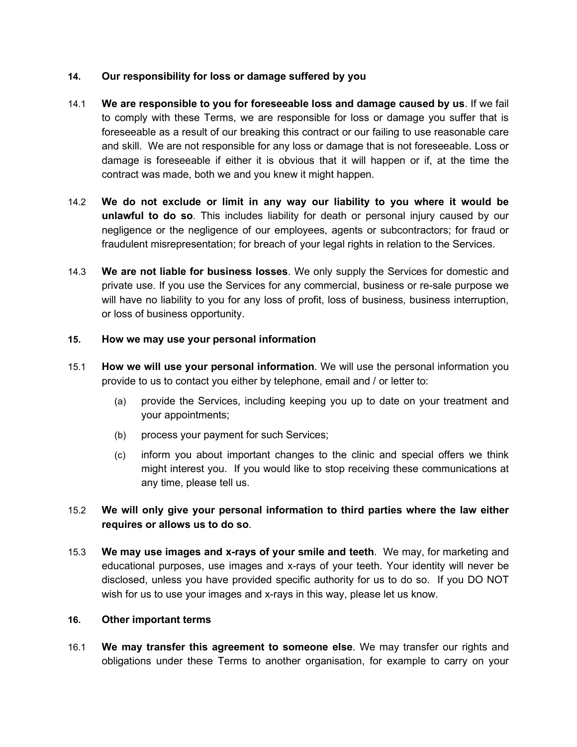## 14. Our responsibility for loss or damage suffered by you

14.1 **We are responsible to you for foreseeable loss and damage caused by us**. If we fail to comply with these Terms, we are responsible for loss or damage you suffer that is foreseeable as a result of our breaking this contract or our failing to use reasonable care and skill. We are not responsible for any loss or damage that is not foreseeable. Loss or damage is foreseeable if either it is obvious that it will happen or if, at the time the contract was made, both we and you knew it might happen.

14.2 **We do not exclude or limit in any way our liability to you where it would be unlawful to do so**. This includes liability for death or personal injury caused by our negligence or the negligence of our employees, agents or subcontractors; for fraud or fraudulent misrepresentation; for breach of your legal rights in relation to the Services.

14.3 **We are not liable for business losses**. We only supply the Services for domestic and private use. If you use the Services for any commercial, business or re-sale purpose we will have no liability to you for any loss of profit, loss of business, business interruption, or loss of business opportunity.

## 15. How we may use your personal information

15.1 **How we will use your personal information**. We will use the personal information you provide to us to contact you either by telephone, email and / or letter to:

(a) provide the Services, including keeping you up to date on your treatment and your appointments;

(b) process your payment for such Services;

(c) inform you about important changes to the clinic and special offers we think might interest you. If you would like to stop receiving these communications at any time, please tell us.

15.2 **We will only give your personal information to third parties where the law either requires or allows us to do so**.

15.3 **We may use images and x-rays of your smile and teeth**. We may, for marketing and educational purposes, use images and x-rays of your teeth. Your identity will never be disclosed, unless you have provided specific authority for us to do so. If you DO NOT wish for us to use your images and x-rays in this way, please let us know.

## 16. Other important terms

16.1 **We may transfer this agreement to someone else**. We may transfer our rights and obligations under these Terms to another organisation, for example to carry on your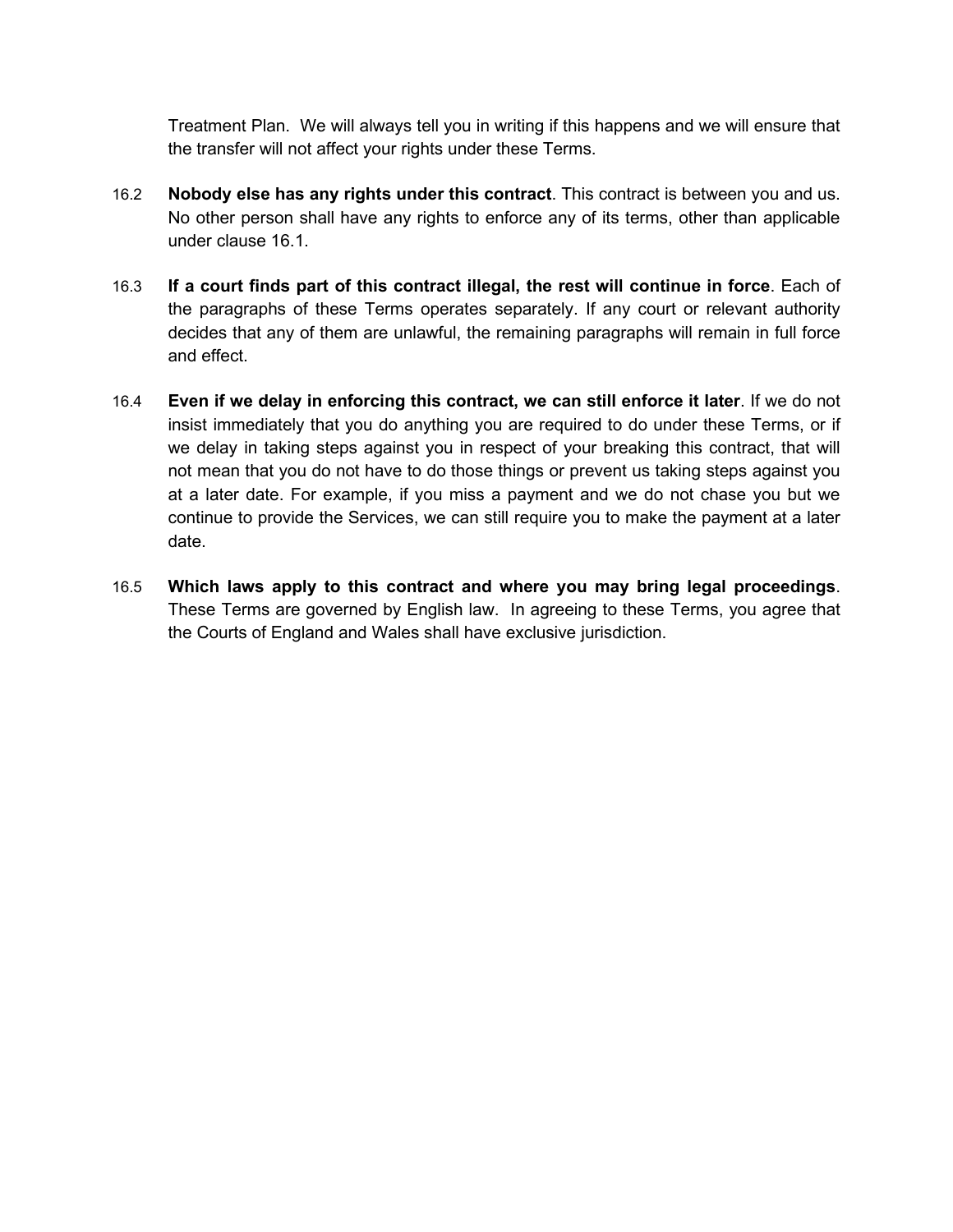Treatment Plan. We will always tell you in writing if this happens and we will ensure that the transfer will not affect your rights under these Terms.

16.2 **Nobody else has any rights under this contract**. This contract is between you and us. No other person shall have any rights to enforce any of its terms, other than applicable under clause 16.1.

16.3 **If a court finds part of this contract illegal, the rest will continue in force**. Each of the paragraphs of these Terms operates separately. If any court or relevant authority decides that any of them are unlawful, the remaining paragraphs will remain in full force and effect.

16.4 **Even if we delay in enforcing this contract, we can still enforce it later**. If we do not insist immediately that you do anything you are required to do under these Terms, or if we delay in taking steps against you in respect of your breaking this contract, that will not mean that you do not have to do those things or prevent us taking steps against you at a later date. For example, if you miss a payment and we do not chase you but we continue to provide the Services, we can still require you to make the payment at a later date.

16.5 **Which laws apply to this contract and where you may bring legal proceedings**. These Terms are governed by English law. In agreeing to these Terms, you agree that the Courts of England and Wales shall have exclusive jurisdiction.